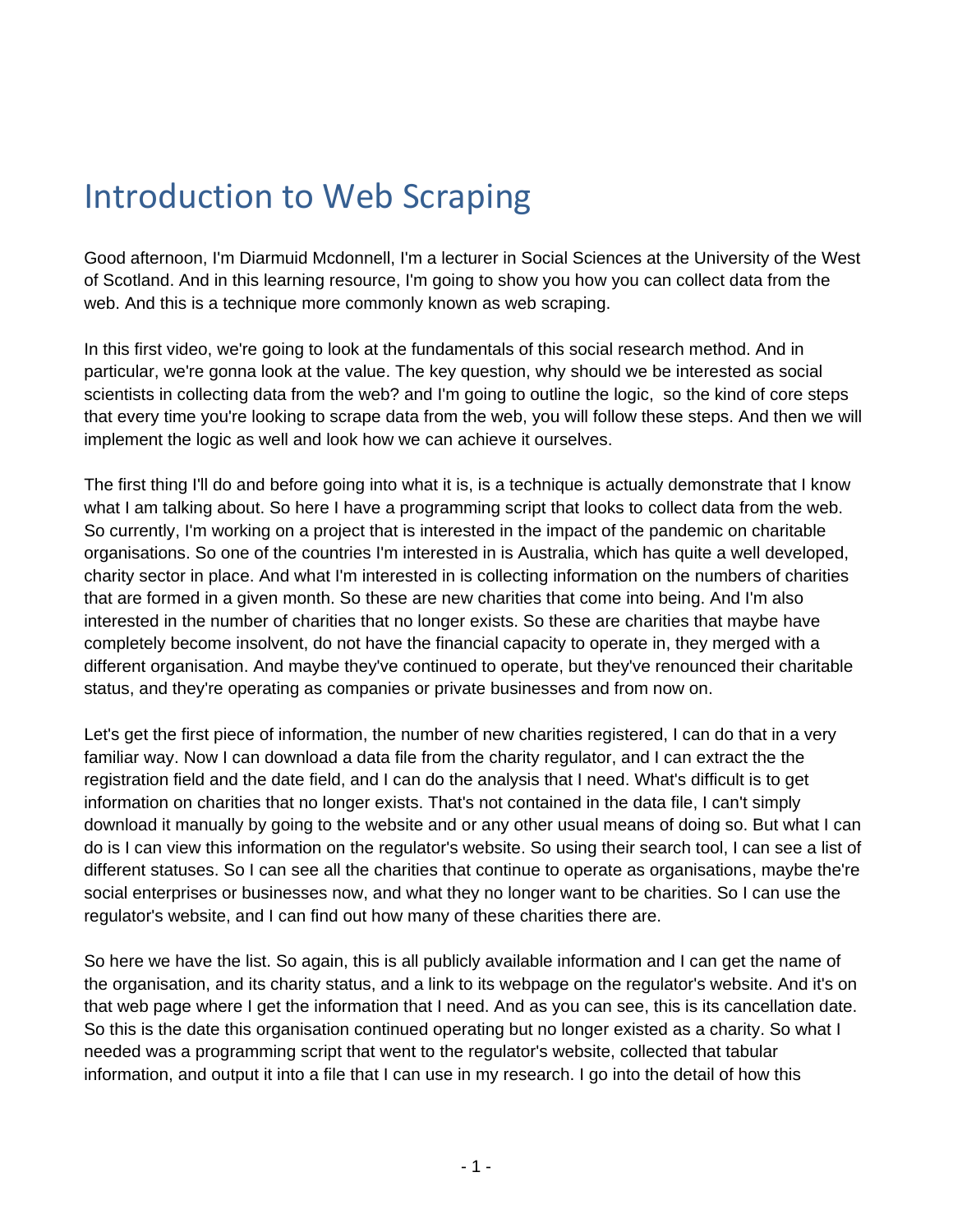# Introduction to Web Scraping

Good afternoon, I'm Diarmuid Mcdonnell, I'm a lecturer in Social Sciences at the University of the West of Scotland. And in this learning resource, I'm going to show you how you can collect data from the web. And this is a technique more commonly known as web scraping.

In this first video, we're going to look at the fundamentals of this social research method. And in particular, we're gonna look at the value. The key question, why should we be interested as social scientists in collecting data from the web? and I'm going to outline the logic, so the kind of core steps that every time you're looking to scrape data from the web, you will follow these steps. And then we will implement the logic as well and look how we can achieve it ourselves.

The first thing I'll do and before going into what it is, is a technique is actually demonstrate that I know what I am talking about. So here I have a programming script that looks to collect data from the web. So currently, I'm working on a project that is interested in the impact of the pandemic on charitable organisations. So one of the countries I'm interested in is Australia, which has quite a well developed, charity sector in place. And what I'm interested in is collecting information on the numbers of charities that are formed in a given month. So these are new charities that come into being. And I'm also interested in the number of charities that no longer exists. So these are charities that maybe have completely become insolvent, do not have the financial capacity to operate in, they merged with a different organisation. And maybe they've continued to operate, but they've renounced their charitable status, and they're operating as companies or private businesses and from now on.

Let's get the first piece of information, the number of new charities registered, I can do that in a very familiar way. Now I can download a data file from the charity regulator, and I can extract the the registration field and the date field, and I can do the analysis that I need. What's difficult is to get information on charities that no longer exists. That's not contained in the data file, I can't simply download it manually by going to the website and or any other usual means of doing so. But what I can do is I can view this information on the regulator's website. So using their search tool, I can see a list of different statuses. So I can see all the charities that continue to operate as organisations, maybe the're social enterprises or businesses now, and what they no longer want to be charities. So I can use the regulator's website, and I can find out how many of these charities there are.

So here we have the list. So again, this is all publicly available information and I can get the name of the organisation, and its charity status, and a link to its webpage on the regulator's website. And it's on that web page where I get the information that I need. And as you can see, this is its cancellation date. So this is the date this organisation continued operating but no longer existed as a charity. So what I needed was a programming script that went to the regulator's website, collected that tabular information, and output it into a file that I can use in my research. I go into the detail of how this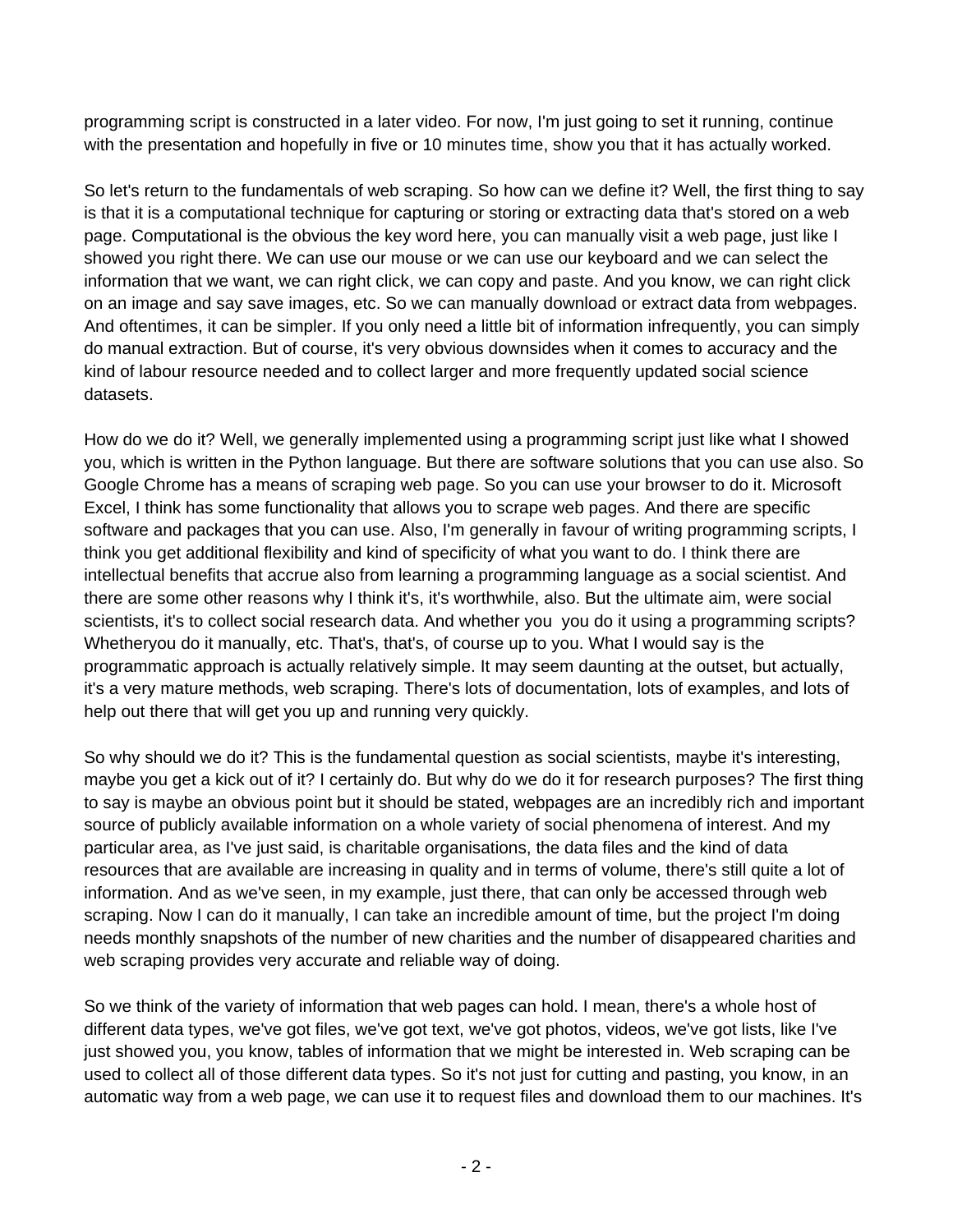programming script is constructed in a later video. For now, I'm just going to set it running, continue with the presentation and hopefully in five or 10 minutes time, show you that it has actually worked.

So let's return to the fundamentals of web scraping. So how can we define it? Well, the first thing to say is that it is a computational technique for capturing or storing or extracting data that's stored on a web page. Computational is the obvious the key word here, you can manually visit a web page, just like I showed you right there. We can use our mouse or we can use our keyboard and we can select the information that we want, we can right click, we can copy and paste. And you know, we can right click on an image and say save images, etc. So we can manually download or extract data from webpages. And oftentimes, it can be simpler. If you only need a little bit of information infrequently, you can simply do manual extraction. But of course, it's very obvious downsides when it comes to accuracy and the kind of labour resource needed and to collect larger and more frequently updated social science datasets.

How do we do it? Well, we generally implemented using a programming script just like what I showed you, which is written in the Python language. But there are software solutions that you can use also. So Google Chrome has a means of scraping web page. So you can use your browser to do it. Microsoft Excel, I think has some functionality that allows you to scrape web pages. And there are specific software and packages that you can use. Also, I'm generally in favour of writing programming scripts, I think you get additional flexibility and kind of specificity of what you want to do. I think there are intellectual benefits that accrue also from learning a programming language as a social scientist. And there are some other reasons why I think it's, it's worthwhile, also. But the ultimate aim, were social scientists, it's to collect social research data. And whether you you do it using a programming scripts? Whetheryou do it manually, etc. That's, that's, of course up to you. What I would say is the programmatic approach is actually relatively simple. It may seem daunting at the outset, but actually, it's a very mature methods, web scraping. There's lots of documentation, lots of examples, and lots of help out there that will get you up and running very quickly.

So why should we do it? This is the fundamental question as social scientists, maybe it's interesting, maybe you get a kick out of it? I certainly do. But why do we do it for research purposes? The first thing to say is maybe an obvious point but it should be stated, webpages are an incredibly rich and important source of publicly available information on a whole variety of social phenomena of interest. And my particular area, as I've just said, is charitable organisations, the data files and the kind of data resources that are available are increasing in quality and in terms of volume, there's still quite a lot of information. And as we've seen, in my example, just there, that can only be accessed through web scraping. Now I can do it manually, I can take an incredible amount of time, but the project I'm doing needs monthly snapshots of the number of new charities and the number of disappeared charities and web scraping provides very accurate and reliable way of doing.

So we think of the variety of information that web pages can hold. I mean, there's a whole host of different data types, we've got files, we've got text, we've got photos, videos, we've got lists, like I've just showed you, you know, tables of information that we might be interested in. Web scraping can be used to collect all of those different data types. So it's not just for cutting and pasting, you know, in an automatic way from a web page, we can use it to request files and download them to our machines. It's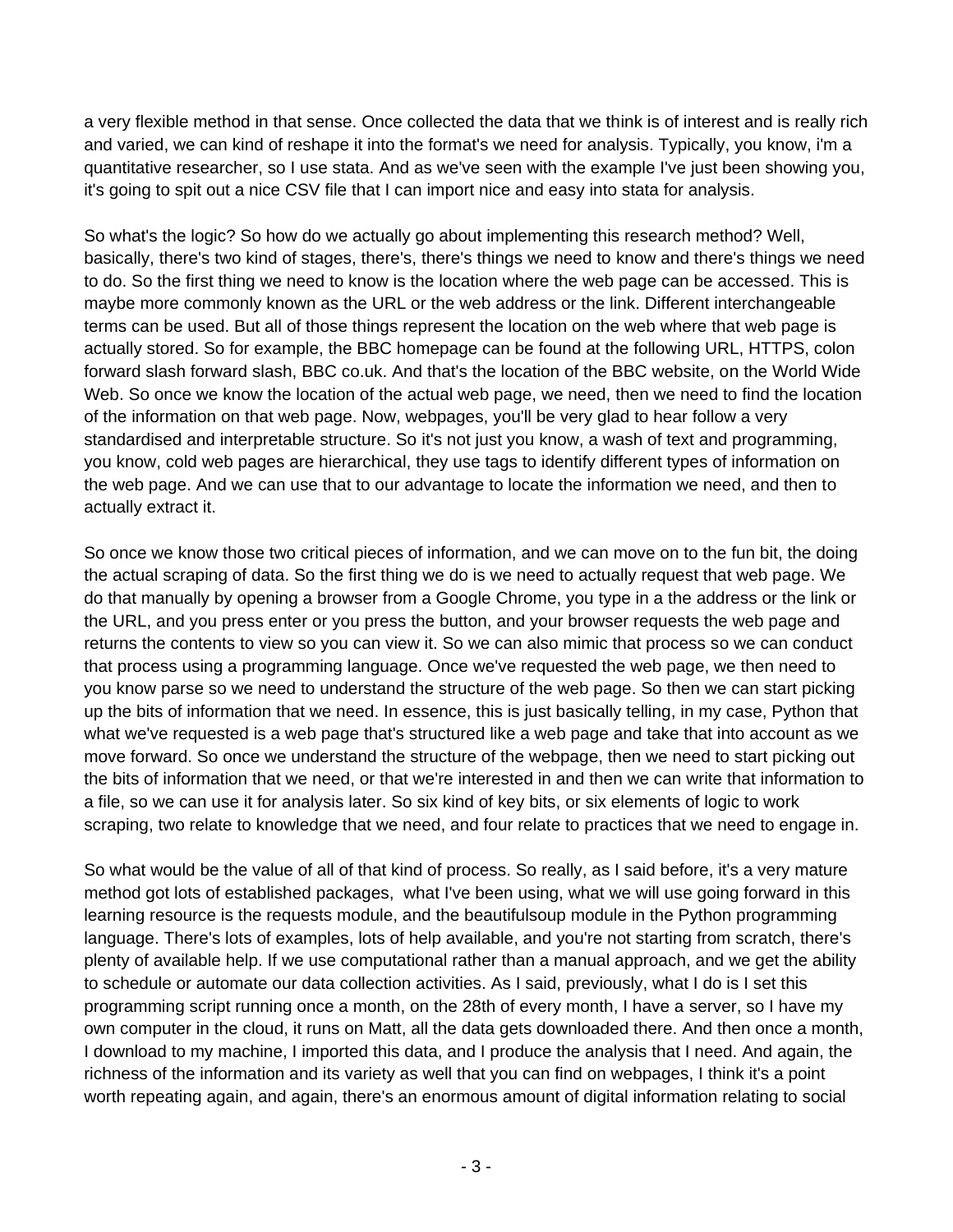a very flexible method in that sense. Once collected the data that we think is of interest and is really rich and varied, we can kind of reshape it into the format's we need for analysis. Typically, you know, i'm a quantitative researcher, so I use stata. And as we've seen with the example I've just been showing you, it's going to spit out a nice CSV file that I can import nice and easy into stata for analysis.

So what's the logic? So how do we actually go about implementing this research method? Well, basically, there's two kind of stages, there's, there's things we need to know and there's things we need to do. So the first thing we need to know is the location where the web page can be accessed. This is maybe more commonly known as the URL or the web address or the link. Different interchangeable terms can be used. But all of those things represent the location on the web where that web page is actually stored. So for example, the BBC homepage can be found at the following URL, HTTPS, colon forward slash forward slash, BBC co.uk. And that's the location of the BBC website, on the World Wide Web. So once we know the location of the actual web page, we need, then we need to find the location of the information on that web page. Now, webpages, you'll be very glad to hear follow a very standardised and interpretable structure. So it's not just you know, a wash of text and programming, you know, cold web pages are hierarchical, they use tags to identify different types of information on the web page. And we can use that to our advantage to locate the information we need, and then to actually extract it.

So once we know those two critical pieces of information, and we can move on to the fun bit, the doing the actual scraping of data. So the first thing we do is we need to actually request that web page. We do that manually by opening a browser from a Google Chrome, you type in a the address or the link or the URL, and you press enter or you press the button, and your browser requests the web page and returns the contents to view so you can view it. So we can also mimic that process so we can conduct that process using a programming language. Once we've requested the web page, we then need to you know parse so we need to understand the structure of the web page. So then we can start picking up the bits of information that we need. In essence, this is just basically telling, in my case, Python that what we've requested is a web page that's structured like a web page and take that into account as we move forward. So once we understand the structure of the webpage, then we need to start picking out the bits of information that we need, or that we're interested in and then we can write that information to a file, so we can use it for analysis later. So six kind of key bits, or six elements of logic to work scraping, two relate to knowledge that we need, and four relate to practices that we need to engage in.

So what would be the value of all of that kind of process. So really, as I said before, it's a very mature method got lots of established packages, what I've been using, what we will use going forward in this learning resource is the requests module, and the beautifulsoup module in the Python programming language. There's lots of examples, lots of help available, and you're not starting from scratch, there's plenty of available help. If we use computational rather than a manual approach, and we get the ability to schedule or automate our data collection activities. As I said, previously, what I do is I set this programming script running once a month, on the 28th of every month, I have a server, so I have my own computer in the cloud, it runs on Matt, all the data gets downloaded there. And then once a month, I download to my machine, I imported this data, and I produce the analysis that I need. And again, the richness of the information and its variety as well that you can find on webpages, I think it's a point worth repeating again, and again, there's an enormous amount of digital information relating to social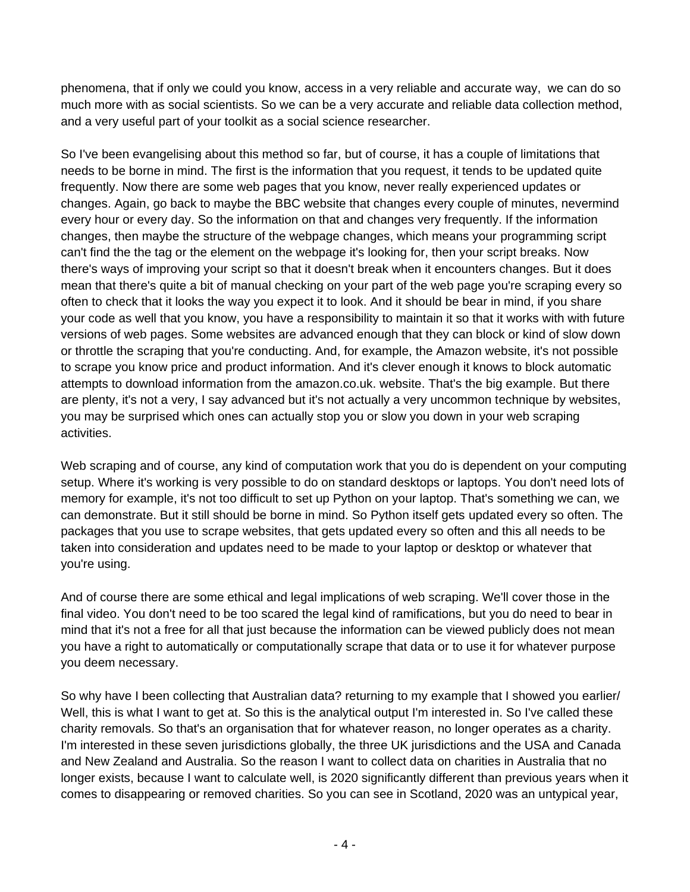phenomena, that if only we could you know, access in a very reliable and accurate way,  we can do so much more with as social scientists. So we can be a very accurate and reliable data collection method, and a very useful part of your toolkit as a social science researcher.

So I've been evangelising about this method so far, but of course, it has a couple of limitations that needs to be borne in mind. The first is the information that you request, it tends to be updated quite frequently. Now there are some web pages that you know, never really experienced updates or changes. Again, go back to maybe the BBC website that changes every couple of minutes, nevermind every hour or every day. So the information on that and changes very frequently. If the information changes, then maybe the structure of the webpage changes, which means your programming script can't find the the tag or the element on the webpage it's looking for, then your script breaks. Now there's ways of improving your script so that it doesn't break when it encounters changes. But it does mean that there's quite a bit of manual checking on your part of the web page you're scraping every so often to check that it looks the way you expect it to look. And it should be bear in mind, if you share your code as well that you know, you have a responsibility to maintain it so that it works with with future versions of web pages. Some websites are advanced enough that they can block or kind of slow down or throttle the scraping that you're conducting. And, for example, the Amazon website, it's not possible to scrape you know price and product information. And it's clever enough it knows to block automatic attempts to download information from the amazon.co.uk. website. That's the big example. But there are plenty, it's not a very, I say advanced but it's not actually a very uncommon technique by websites, you may be surprised which ones can actually stop you or slow you down in your web scraping activities.

Web scraping and of course, any kind of computation work that you do is dependent on your computing setup. Where it's working is very possible to do on standard desktops or laptops. You don't need lots of memory for example, it's not too difficult to set up Python on your laptop. That's something we can, we can demonstrate. But it still should be borne in mind. So Python itself gets updated every so often. The packages that you use to scrape websites, that gets updated every so often and this all needs to be taken into consideration and updates need to be made to your laptop or desktop or whatever that you're using.

And of course there are some ethical and legal implications of web scraping. We'll cover those in the final video. You don't need to be too scared the legal kind of ramifications, but you do need to bear in mind that it's not a free for all that just because the information can be viewed publicly does not mean you have a right to automatically or computationally scrape that data or to use it for whatever purpose you deem necessary.

So why have I been collecting that Australian data? returning to my example that I showed you earlier/ Well, this is what I want to get at. So this is the analytical output I'm interested in. So I've called these charity removals. So that's an organisation that for whatever reason, no longer operates as a charity. I'm interested in these seven jurisdictions globally, the three UK jurisdictions and the USA and Canada and New Zealand and Australia. So the reason I want to collect data on charities in Australia that no longer exists, because I want to calculate well, is 2020 significantly different than previous years when it comes to disappearing or removed charities. So you can see in Scotland, 2020 was an untypical year,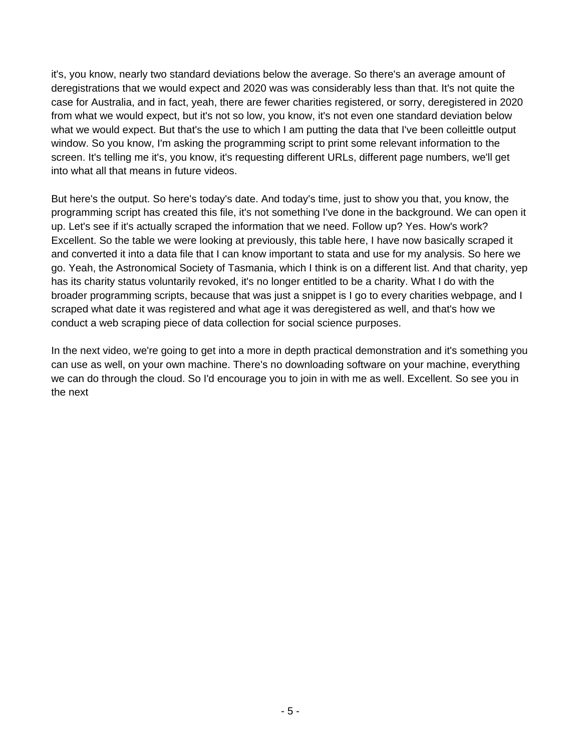it's, you know, nearly two standard deviations below the average. So there's an average amount of deregistrations that we would expect and 2020 was was considerably less than that. It's not quite the case for Australia, and in fact, yeah, there are fewer charities registered, or sorry, deregistered in 2020 from what we would expect, but it's not so low, you know, it's not even one standard deviation below what we would expect. But that's the use to which I am putting the data that I've been colleittle output window. So you know, I'm asking the programming script to print some relevant information to the screen. It's telling me it's, you know, it's requesting different URLs, different page numbers, we'll get into what all that means in future videos.

But here's the output. So here's today's date. And today's time, just to show you that, you know, the programming script has created this file, it's not something I've done in the background. We can open it up. Let's see if it's actually scraped the information that we need. Follow up? Yes. How's work? Excellent. So the table we were looking at previously, this table here, I have now basically scraped it and converted it into a data file that I can know important to stata and use for my analysis. So here we go. Yeah, the Astronomical Society of Tasmania, which I think is on a different list. And that charity, yep has its charity status voluntarily revoked, it's no longer entitled to be a charity. What I do with the broader programming scripts, because that was just a snippet is I go to every charities webpage, and I scraped what date it was registered and what age it was deregistered as well, and that's how we conduct a web scraping piece of data collection for social science purposes.

In the next video, we're going to get into a more in depth practical demonstration and it's something you can use as well, on your own machine. There's no downloading software on your machine, everything we can do through the cloud. So I'd encourage you to join in with me as well. Excellent. So see you in the next